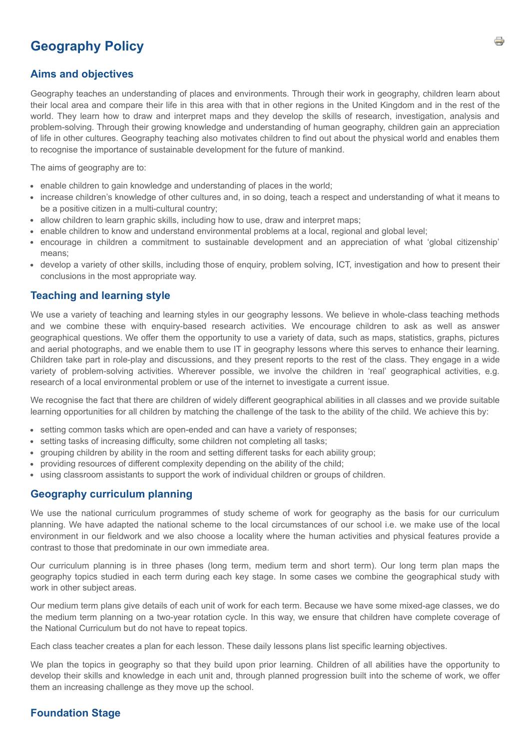# Geography Policy

## Aims and objectives

Geography teaches an understanding of places and environments. Through their work in geography, children learn about their local area and compare their life in this area with that in other regions in the United Kingdom and in the rest of the world. They learn how to draw and interpret maps and they develop the skills of research, investigation, analysis and problem-solving. Through their growing knowledge and understanding of human geography, children gain an appreciation of life in other cultures. Geography teaching also motivates children to find out about the physical world and enables them to recognise the importance of sustainable development for the future of mankind.

The aims of geography are to:

- enable children to gain knowledge and understanding of places in the world;
- increase children's knowledge of other cultures and, in so doing, teach a respect and understanding of what it means to be a positive citizen in a multi-cultural country;
- allow children to learn graphic skills, including how to use, draw and interpret maps;
- enable children to know and understand environmental problems at a local, regional and global level;
- encourage in children a commitment to sustainable development and an appreciation of what 'global citizenship' means;
- develop a variety of other skills, including those of enquiry, problem solving, ICT, investigation and how to present their conclusions in the most appropriate way.

## Teaching and learning style

We use a variety of teaching and learning styles in our geography lessons. We believe in whole-class teaching methods and we combine these with enquiry-based research activities. We encourage children to ask as well as answer geographical questions. We offer them the opportunity to use a variety of data, such as maps, statistics, graphs, pictures and aerial photographs, and we enable them to use IT in geography lessons where this serves to enhance their learning. Children take part in role-play and discussions, and they present reports to the rest of the class. They engage in a wide variety of problem-solving activities. Wherever possible, we involve the children in 'real' geographical activities, e.g. research of a local environmental problem or use of the internet to investigate a current issue.

We recognise the fact that there are children of widely different geographical abilities in all classes and we provide suitable learning opportunities for all children by matching the challenge of the task to the ability of the child. We achieve this by:

- setting common tasks which are open-ended and can have a variety of responses;
- setting tasks of increasing difficulty, some children not completing all tasks;
- grouping children by ability in the room and setting different tasks for each ability group;
- providing resources of different complexity depending on the ability of the child;
- using classroom assistants to support the work of individual children or groups of children.

## Geography curriculum planning

We use the national curriculum programmes of study scheme of work for geography as the basis for our curriculum planning. We have adapted the national scheme to the local circumstances of our school i.e. we make use of the local environment in our fieldwork and we also choose a locality where the human activities and physical features provide a contrast to those that predominate in our own immediate area.

Our curriculum planning is in three phases (long term, medium term and short term). Our long term plan maps the geography topics studied in each term during each key stage. In some cases we combine the geographical study with work in other subject areas.

Our medium term plans give details of each unit of work for each term. Because we have some mixed-age classes, we do the medium term planning on a two-year rotation cycle. In this way, we ensure that children have complete coverage of the National Curriculum but do not have to repeat topics.

Each class teacher creates a plan for each lesson. These daily lessons plans list specific learning objectives.

We plan the topics in geography so that they build upon prior learning. Children of all abilities have the opportunity to develop their skills and knowledge in each unit and, through planned progression built into the scheme of work, we offer them an increasing challenge as they move up the school.

## Foundation Stage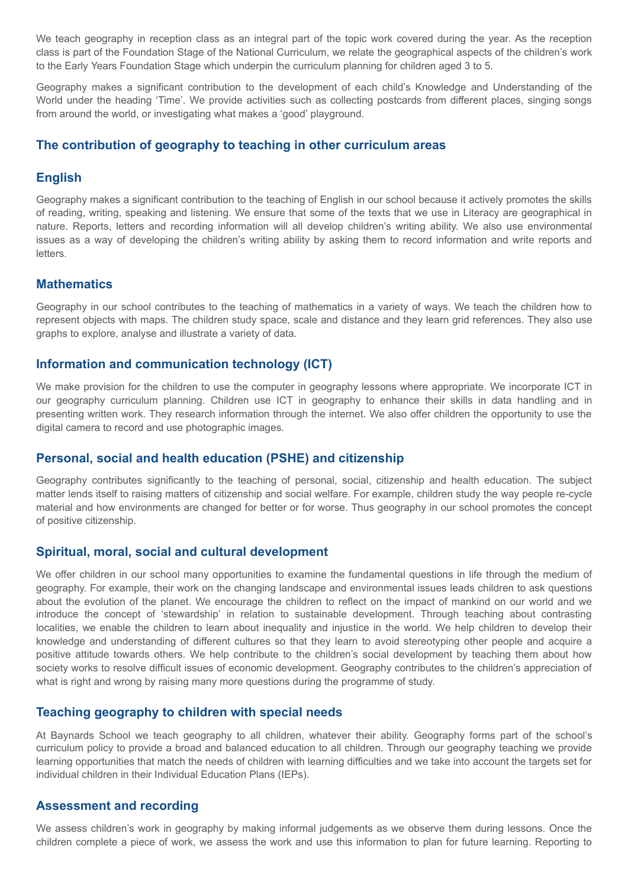We teach geography in reception class as an integral part of the topic work covered during the year. As the reception class is part of the Foundation Stage of the National Curriculum, we relate the geographical aspects of the children's work to the Early Years Foundation Stage which underpin the curriculum planning for children aged 3 to 5.

Geography makes a significant contribution to the development of each child's Knowledge and Understanding of the World under the heading 'Time'. We provide activities such as collecting postcards from different places, singing songs from around the world, or investigating what makes a 'good' playground.

## The contribution of geography to teaching in other curriculum areas

### English

Geography makes a significant contribution to the teaching of English in our school because it actively promotes the skills of reading, writing, speaking and listening. We ensure that some of the texts that we use in Literacy are geographical in nature. Reports, letters and recording information will all develop children's writing ability. We also use environmental issues as a way of developing the children's writing ability by asking them to record information and write reports and letters.

### Mathematics

Geography in our school contributes to the teaching of mathematics in a variety of ways. We teach the children how to represent objects with maps. The children study space, scale and distance and they learn grid references. They also use graphs to explore, analyse and illustrate a variety of data.

### Information and communication technology (ICT)

We make provision for the children to use the computer in geography lessons where appropriate. We incorporate ICT in our geography curriculum planning. Children use ICT in geography to enhance their skills in data handling and in presenting written work. They research information through the internet. We also offer children the opportunity to use the digital camera to record and use photographic images.

### Personal, social and health education (PSHE) and citizenship

Geography contributes significantly to the teaching of personal, social, citizenship and health education. The subject matter lends itself to raising matters of citizenship and social welfare. For example, children study the way people re-cycle material and how environments are changed for better or for worse. Thus geography in our school promotes the concept of positive citizenship.

### Spiritual, moral, social and cultural development

We offer children in our school many opportunities to examine the fundamental questions in life through the medium of geography. For example, their work on the changing landscape and environmental issues leads children to ask questions about the evolution of the planet. We encourage the children to reflect on the impact of mankind on our world and we introduce the concept of 'stewardship' in relation to sustainable development. Through teaching about contrasting localities, we enable the children to learn about inequality and injustice in the world. We help children to develop their knowledge and understanding of different cultures so that they learn to avoid stereotyping other people and acquire a positive attitude towards others. We help contribute to the children's social development by teaching them about how society works to resolve difficult issues of economic development. Geography contributes to the children's appreciation of what is right and wrong by raising many more questions during the programme of study.

### Teaching geography to children with special needs

At Baynards School we teach geography to all children, whatever their ability. Geography forms part of the school's curriculum policy to provide a broad and balanced education to all children. Through our geography teaching we provide learning opportunities that match the needs of children with learning difficulties and we take into account the targets set for individual children in their Individual Education Plans (IEPs).

### Assessment and recording

We assess children's work in geography by making informal judgements as we observe them during lessons. Once the children complete a piece of work, we assess the work and use this information to plan for future learning. Reporting to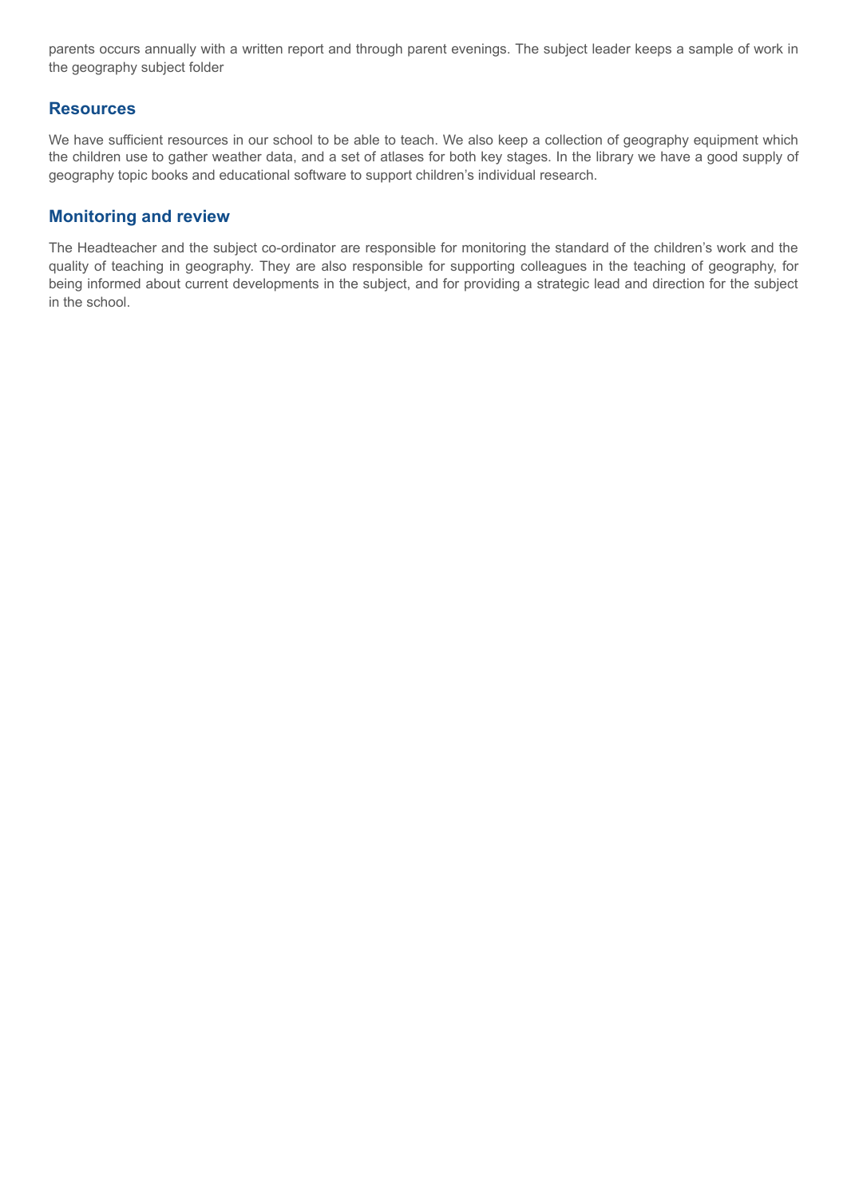parents occurs annually with a written report and through parent evenings. The subject leader keeps a sample of work in the geography subject folder

## Resources

We have sufficient resources in our school to be able to teach. We also keep a collection of geography equipment which the children use to gather weather data, and a set of atlases for both key stages. In the library we have a good supply of geography topic books and educational software to support children's individual research.

## Monitoring and review

The Headteacher and the subject co-ordinator are responsible for monitoring the standard of the children's work and the quality of teaching in geography. They are also responsible for supporting colleagues in the teaching of geography, for being informed about current developments in the subject, and for providing a strategic lead and direction for the subject in the school.